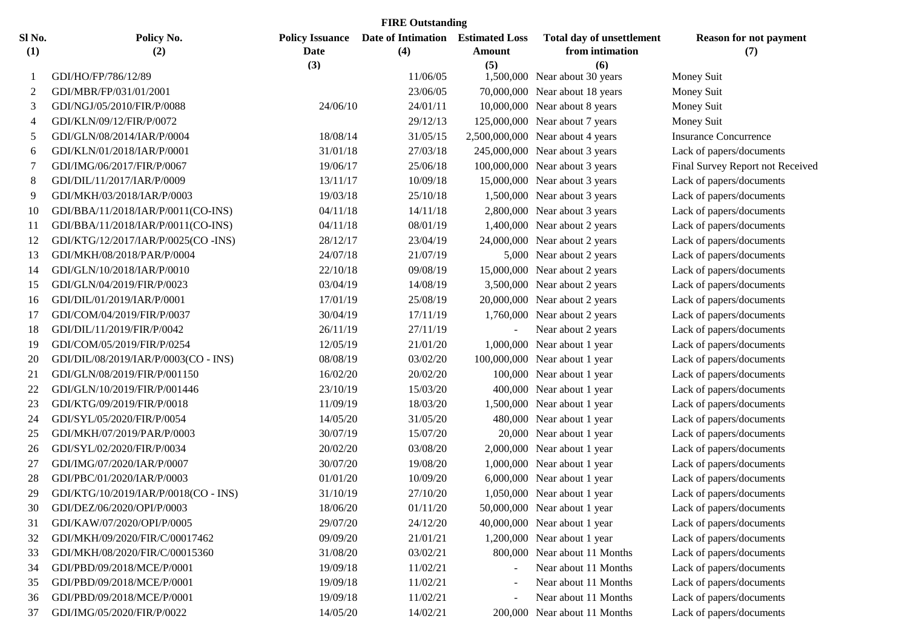# FIRE Outstanding

| Sl No. (1) | Policy No. (2) | Policy Issuance Date (3) | Date of Intimation (4) | Estimated Loss Amount (5) | Total day of unsettlement from intimation (6) | Reason for not payment (7) |
|---|---|---|---|---|---|---|
| 1 | GDI/HO/FP/786/12/89 | | 11/06/05 | 1,500,000 | Near about 30 years | Money Suit |
| 2 | GDI/MBR/FP/031/01/2001 | | 23/06/05 | 70,000,000 | Near about 18 years | Money Suit |
| 3 | GDI/NGJ/05/2010/FIR/P/0088 | 24/06/10 | 24/01/11 | 10,000,000 | Near about 8 years | Money Suit |
| 4 | GDI/KLN/09/12/FIR/P/0072 | | 29/12/13 | 125,000,000 | Near about 7 years | Money Suit |
| 5 | GDI/GLN/08/2014/IAR/P/0004 | 18/08/14 | 31/05/15 | 2,500,000,000 | Near about 4 years | Insurance Concurrence |
| 6 | GDI/KLN/01/2018/IAR/P/0001 | 31/01/18 | 27/03/18 | 245,000,000 | Near about 3 years | Lack of papers/documents |
| 7 | GDI/IMG/06/2017/FIR/P/0067 | 19/06/17 | 25/06/18 | 100,000,000 | Near about 3 years | Final Survey Report not Received |
| 8 | GDI/DIL/11/2017/IAR/P/0009 | 13/11/17 | 10/09/18 | 15,000,000 | Near about 3 years | Lack of papers/documents |
| 9 | GDI/MKH/03/2018/IAR/P/0003 | 19/03/18 | 25/10/18 | 1,500,000 | Near about 3 years | Lack of papers/documents |
| 10 | GDI/BBA/11/2018/IAR/P/0011(CO-INS) | 04/11/18 | 14/11/18 | 2,800,000 | Near about 3 years | Lack of papers/documents |
| 11 | GDI/BBA/11/2018/IAR/P/0011(CO-INS) | 04/11/18 | 08/01/19 | 1,400,000 | Near about 2 years | Lack of papers/documents |
| 12 | GDI/KTG/12/2017/IAR/P/0025(CO -INS) | 28/12/17 | 23/04/19 | 24,000,000 | Near about 2 years | Lack of papers/documents |
| 13 | GDI/MKH/08/2018/PAR/P/0004 | 24/07/18 | 21/07/19 | 5,000 | Near about 2 years | Lack of papers/documents |
| 14 | GDI/GLN/10/2018/IAR/P/0010 | 22/10/18 | 09/08/19 | 15,000,000 | Near about 2 years | Lack of papers/documents |
| 15 | GDI/GLN/04/2019/FIR/P/0023 | 03/04/19 | 14/08/19 | 3,500,000 | Near about 2 years | Lack of papers/documents |
| 16 | GDI/DIL/01/2019/IAR/P/0001 | 17/01/19 | 25/08/19 | 20,000,000 | Near about 2 years | Lack of papers/documents |
| 17 | GDI/COM/04/2019/FIR/P/0037 | 30/04/19 | 17/11/19 | 1,760,000 | Near about 2 years | Lack of papers/documents |
| 18 | GDI/DIL/11/2019/FIR/P/0042 | 26/11/19 | 27/11/19 | - | Near about 2 years | Lack of papers/documents |
| 19 | GDI/COM/05/2019/FIR/P/0254 | 12/05/19 | 21/01/20 | 1,000,000 | Near about 1 year | Lack of papers/documents |
| 20 | GDI/DIL/08/2019/IAR/P/0003(CO - INS) | 08/08/19 | 03/02/20 | 100,000,000 | Near about 1 year | Lack of papers/documents |
| 21 | GDI/GLN/08/2019/FIR/P/001150 | 16/02/20 | 20/02/20 | 100,000 | Near about 1 year | Lack of papers/documents |
| 22 | GDI/GLN/10/2019/FIR/P/001446 | 23/10/19 | 15/03/20 | 400,000 | Near about 1 year | Lack of papers/documents |
| 23 | GDI/KTG/09/2019/FIR/P/0018 | 11/09/19 | 18/03/20 | 1,500,000 | Near about 1 year | Lack of papers/documents |
| 24 | GDI/SYL/05/2020/FIR/P/0054 | 14/05/20 | 31/05/20 | 480,000 | Near about 1 year | Lack of papers/documents |
| 25 | GDI/MKH/07/2019/PAR/P/0003 | 30/07/19 | 15/07/20 | 20,000 | Near about 1 year | Lack of papers/documents |
| 26 | GDI/SYL/02/2020/FIR/P/0034 | 20/02/20 | 03/08/20 | 2,000,000 | Near about 1 year | Lack of papers/documents |
| 27 | GDI/IMG/07/2020/IAR/P/0007 | 30/07/20 | 19/08/20 | 1,000,000 | Near about 1 year | Lack of papers/documents |
| 28 | GDI/PBC/01/2020/IAR/P/0003 | 01/01/20 | 10/09/20 | 6,000,000 | Near about 1 year | Lack of papers/documents |
| 29 | GDI/KTG/10/2019/IAR/P/0018(CO - INS) | 31/10/19 | 27/10/20 | 1,050,000 | Near about 1 year | Lack of papers/documents |
| 30 | GDI/DEZ/06/2020/OPI/P/0003 | 18/06/20 | 01/11/20 | 50,000,000 | Near about 1 year | Lack of papers/documents |
| 31 | GDI/KAW/07/2020/OPI/P/0005 | 29/07/20 | 24/12/20 | 40,000,000 | Near about 1 year | Lack of papers/documents |
| 32 | GDI/MKH/09/2020/FIR/C/00017462 | 09/09/20 | 21/01/21 | 1,200,000 | Near about 1 year | Lack of papers/documents |
| 33 | GDI/MKH/08/2020/FIR/C/00015360 | 31/08/20 | 03/02/21 | 800,000 | Near about 11 Months | Lack of papers/documents |
| 34 | GDI/PBD/09/2018/MCE/P/0001 | 19/09/18 | 11/02/21 | - | Near about 11 Months | Lack of papers/documents |
| 35 | GDI/PBD/09/2018/MCE/P/0001 | 19/09/18 | 11/02/21 | - | Near about 11 Months | Lack of papers/documents |
| 36 | GDI/PBD/09/2018/MCE/P/0001 | 19/09/18 | 11/02/21 | - | Near about 11 Months | Lack of papers/documents |
| 37 | GDI/IMG/05/2020/FIR/P/0022 | 14/05/20 | 14/02/21 | 200,000 | Near about 11 Months | Lack of papers/documents |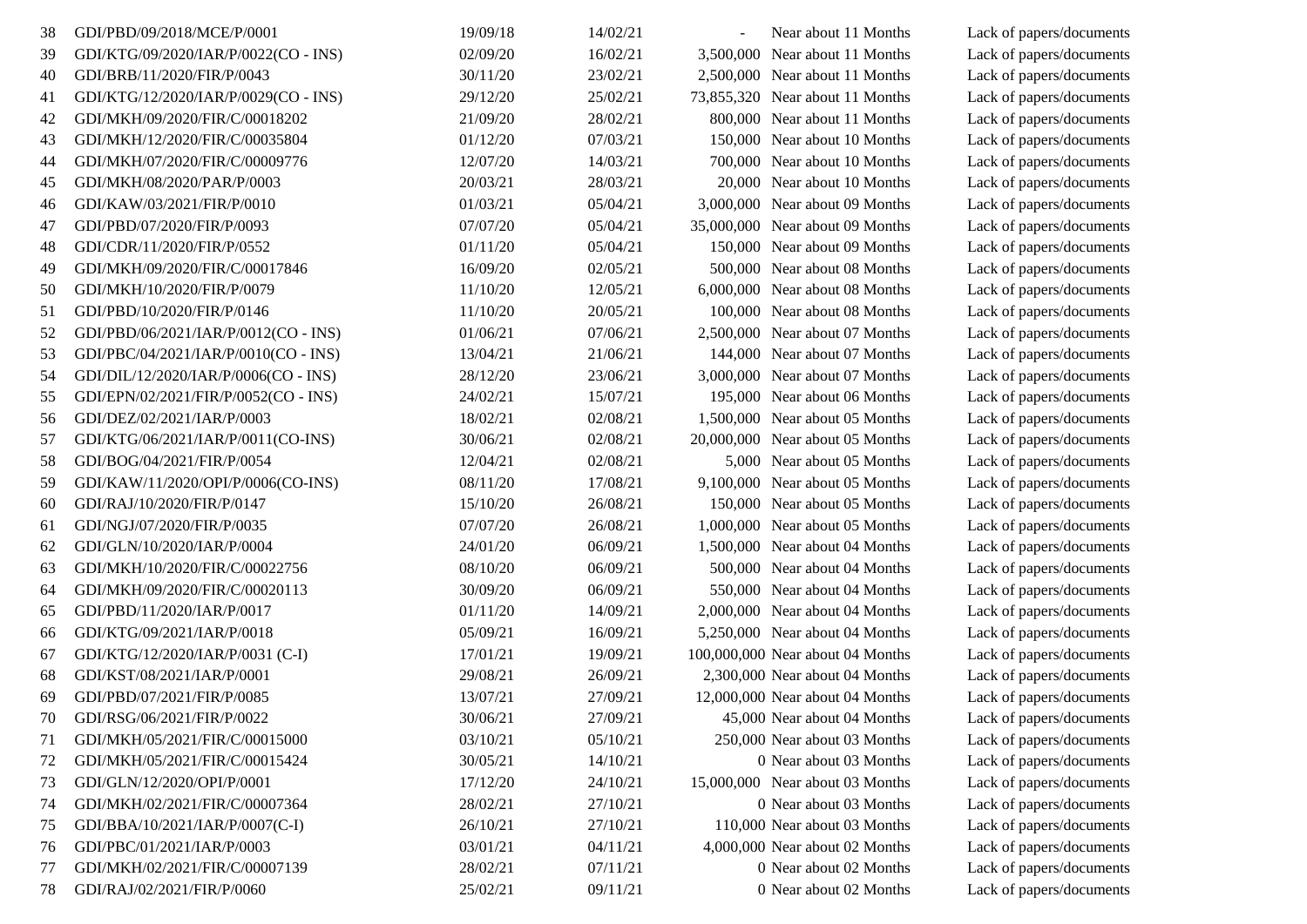| | | | | | | |
|---|---|---|---|---|---|---|
| 38 | GDI/PBD/09/2018/MCE/P/0001 | 19/09/18 | 14/02/21 | - | Near about 11 Months | Lack of papers/documents |
| 39 | GDI/KTG/09/2020/IAR/P/0022(CO - INS) | 02/09/20 | 16/02/21 | 3,500,000 | Near about 11 Months | Lack of papers/documents |
| 40 | GDI/BRB/11/2020/FIR/P/0043 | 30/11/20 | 23/02/21 | 2,500,000 | Near about 11 Months | Lack of papers/documents |
| 41 | GDI/KTG/12/2020/IAR/P/0029(CO - INS) | 29/12/20 | 25/02/21 | 73,855,320 | Near about 11 Months | Lack of papers/documents |
| 42 | GDI/MKH/09/2020/FIR/C/00018202 | 21/09/20 | 28/02/21 | 800,000 | Near about 11 Months | Lack of papers/documents |
| 43 | GDI/MKH/12/2020/FIR/C/00035804 | 01/12/20 | 07/03/21 | 150,000 | Near about 10 Months | Lack of papers/documents |
| 44 | GDI/MKH/07/2020/FIR/C/00009776 | 12/07/20 | 14/03/21 | 700,000 | Near about 10 Months | Lack of papers/documents |
| 45 | GDI/MKH/08/2020/PAR/P/0003 | 20/03/21 | 28/03/21 | 20,000 | Near about 10 Months | Lack of papers/documents |
| 46 | GDI/KAW/03/2021/FIR/P/0010 | 01/03/21 | 05/04/21 | 3,000,000 | Near about 09 Months | Lack of papers/documents |
| 47 | GDI/PBD/07/2020/FIR/P/0093 | 07/07/20 | 05/04/21 | 35,000,000 | Near about 09 Months | Lack of papers/documents |
| 48 | GDI/CDR/11/2020/FIR/P/0552 | 01/11/20 | 05/04/21 | 150,000 | Near about 09 Months | Lack of papers/documents |
| 49 | GDI/MKH/09/2020/FIR/C/00017846 | 16/09/20 | 02/05/21 | 500,000 | Near about 08 Months | Lack of papers/documents |
| 50 | GDI/MKH/10/2020/FIR/P/0079 | 11/10/20 | 12/05/21 | 6,000,000 | Near about 08 Months | Lack of papers/documents |
| 51 | GDI/PBD/10/2020/FIR/P/0146 | 11/10/20 | 20/05/21 | 100,000 | Near about 08 Months | Lack of papers/documents |
| 52 | GDI/PBD/06/2021/IAR/P/0012(CO - INS) | 01/06/21 | 07/06/21 | 2,500,000 | Near about 07 Months | Lack of papers/documents |
| 53 | GDI/PBC/04/2021/IAR/P/0010(CO - INS) | 13/04/21 | 21/06/21 | 144,000 | Near about 07 Months | Lack of papers/documents |
| 54 | GDI/DIL/12/2020/IAR/P/0006(CO - INS) | 28/12/20 | 23/06/21 | 3,000,000 | Near about 07 Months | Lack of papers/documents |
| 55 | GDI/EPN/02/2021/FIR/P/0052(CO - INS) | 24/02/21 | 15/07/21 | 195,000 | Near about 06 Months | Lack of papers/documents |
| 56 | GDI/DEZ/02/2021/IAR/P/0003 | 18/02/21 | 02/08/21 | 1,500,000 | Near about 05 Months | Lack of papers/documents |
| 57 | GDI/KTG/06/2021/IAR/P/0011(CO-INS) | 30/06/21 | 02/08/21 | 20,000,000 | Near about 05 Months | Lack of papers/documents |
| 58 | GDI/BOG/04/2021/FIR/P/0054 | 12/04/21 | 02/08/21 | 5,000 | Near about 05 Months | Lack of papers/documents |
| 59 | GDI/KAW/11/2020/OPI/P/0006(CO-INS) | 08/11/20 | 17/08/21 | 9,100,000 | Near about 05 Months | Lack of papers/documents |
| 60 | GDI/RAJ/10/2020/FIR/P/0147 | 15/10/20 | 26/08/21 | 150,000 | Near about 05 Months | Lack of papers/documents |
| 61 | GDI/NGJ/07/2020/FIR/P/0035 | 07/07/20 | 26/08/21 | 1,000,000 | Near about 05 Months | Lack of papers/documents |
| 62 | GDI/GLN/10/2020/IAR/P/0004 | 24/01/20 | 06/09/21 | 1,500,000 | Near about 04 Months | Lack of papers/documents |
| 63 | GDI/MKH/10/2020/FIR/C/00022756 | 08/10/20 | 06/09/21 | 500,000 | Near about 04 Months | Lack of papers/documents |
| 64 | GDI/MKH/09/2020/FIR/C/00020113 | 30/09/20 | 06/09/21 | 550,000 | Near about 04 Months | Lack of papers/documents |
| 65 | GDI/PBD/11/2020/IAR/P/0017 | 01/11/20 | 14/09/21 | 2,000,000 | Near about 04 Months | Lack of papers/documents |
| 66 | GDI/KTG/09/2021/IAR/P/0018 | 05/09/21 | 16/09/21 | 5,250,000 | Near about 04 Months | Lack of papers/documents |
| 67 | GDI/KTG/12/2020/IAR/P/0031 (C-I) | 17/01/21 | 19/09/21 | 100,000,000 | Near about 04 Months | Lack of papers/documents |
| 68 | GDI/KST/08/2021/IAR/P/0001 | 29/08/21 | 26/09/21 | 2,300,000 | Near about 04 Months | Lack of papers/documents |
| 69 | GDI/PBD/07/2021/FIR/P/0085 | 13/07/21 | 27/09/21 | 12,000,000 | Near about 04 Months | Lack of papers/documents |
| 70 | GDI/RSG/06/2021/FIR/P/0022 | 30/06/21 | 27/09/21 | 45,000 | Near about 04 Months | Lack of papers/documents |
| 71 | GDI/MKH/05/2021/FIR/C/00015000 | 03/10/21 | 05/10/21 | 250,000 | Near about 03 Months | Lack of papers/documents |
| 72 | GDI/MKH/05/2021/FIR/C/00015424 | 30/05/21 | 14/10/21 | 0 | Near about 03 Months | Lack of papers/documents |
| 73 | GDI/GLN/12/2020/OPI/P/0001 | 17/12/20 | 24/10/21 | 15,000,000 | Near about 03 Months | Lack of papers/documents |
| 74 | GDI/MKH/02/2021/FIR/C/00007364 | 28/02/21 | 27/10/21 | 0 | Near about 03 Months | Lack of papers/documents |
| 75 | GDI/BBA/10/2021/IAR/P/0007(C-I) | 26/10/21 | 27/10/21 | 110,000 | Near about 03 Months | Lack of papers/documents |
| 76 | GDI/PBC/01/2021/IAR/P/0003 | 03/01/21 | 04/11/21 | 4,000,000 | Near about 02 Months | Lack of papers/documents |
| 77 | GDI/MKH/02/2021/FIR/C/00007139 | 28/02/21 | 07/11/21 | 0 | Near about 02 Months | Lack of papers/documents |
| 78 | GDI/RAJ/02/2021/FIR/P/0060 | 25/02/21 | 09/11/21 | 0 | Near about 02 Months | Lack of papers/documents |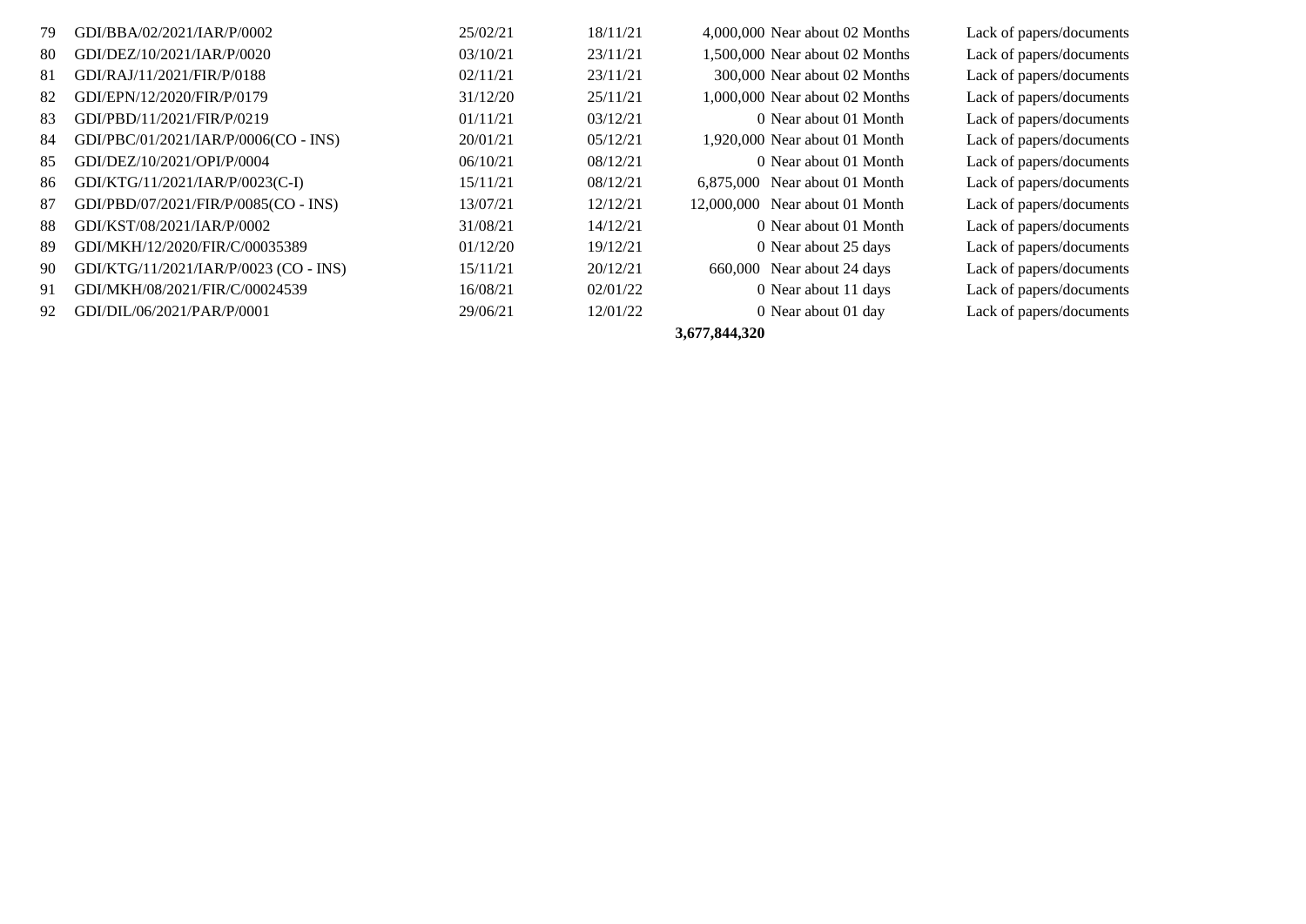| | | | | | | |
|---|---|---|---|---|---|---|
| 79 | GDI/BBA/02/2021/IAR/P/0002 | 25/02/21 | 18/11/21 | 4,000,000 | Near about 02 Months | Lack of papers/documents |
| 80 | GDI/DEZ/10/2021/IAR/P/0020 | 03/10/21 | 23/11/21 | 1,500,000 | Near about 02 Months | Lack of papers/documents |
| 81 | GDI/RAJ/11/2021/FIR/P/0188 | 02/11/21 | 23/11/21 | 300,000 | Near about 02 Months | Lack of papers/documents |
| 82 | GDI/EPN/12/2020/FIR/P/0179 | 31/12/20 | 25/11/21 | 1,000,000 | Near about 02 Months | Lack of papers/documents |
| 83 | GDI/PBD/11/2021/FIR/P/0219 | 01/11/21 | 03/12/21 | 0 | Near about 01 Month | Lack of papers/documents |
| 84 | GDI/PBC/01/2021/IAR/P/0006(CO - INS) | 20/01/21 | 05/12/21 | 1,920,000 | Near about 01 Month | Lack of papers/documents |
| 85 | GDI/DEZ/10/2021/OPI/P/0004 | 06/10/21 | 08/12/21 | 0 | Near about 01 Month | Lack of papers/documents |
| 86 | GDI/KTG/11/2021/IAR/P/0023(C-I) | 15/11/21 | 08/12/21 | 6,875,000 | Near about 01 Month | Lack of papers/documents |
| 87 | GDI/PBD/07/2021/FIR/P/0085(CO - INS) | 13/07/21 | 12/12/21 | 12,000,000 | Near about 01 Month | Lack of papers/documents |
| 88 | GDI/KST/08/2021/IAR/P/0002 | 31/08/21 | 14/12/21 | 0 | Near about 01 Month | Lack of papers/documents |
| 89 | GDI/MKH/12/2020/FIR/C/00035389 | 01/12/20 | 19/12/21 | 0 | Near about 25 days | Lack of papers/documents |
| 90 | GDI/KTG/11/2021/IAR/P/0023 (CO - INS) | 15/11/21 | 20/12/21 | 660,000 | Near about 24 days | Lack of papers/documents |
| 91 | GDI/MKH/08/2021/FIR/C/00024539 | 16/08/21 | 02/01/22 | 0 | Near about 11 days | Lack of papers/documents |
| 92 | GDI/DIL/06/2021/PAR/P/0001 | 29/06/21 | 12/01/22 | 0 | Near about 01 day | Lack of papers/documents |
| | | | | **3,677,844,320** | | |